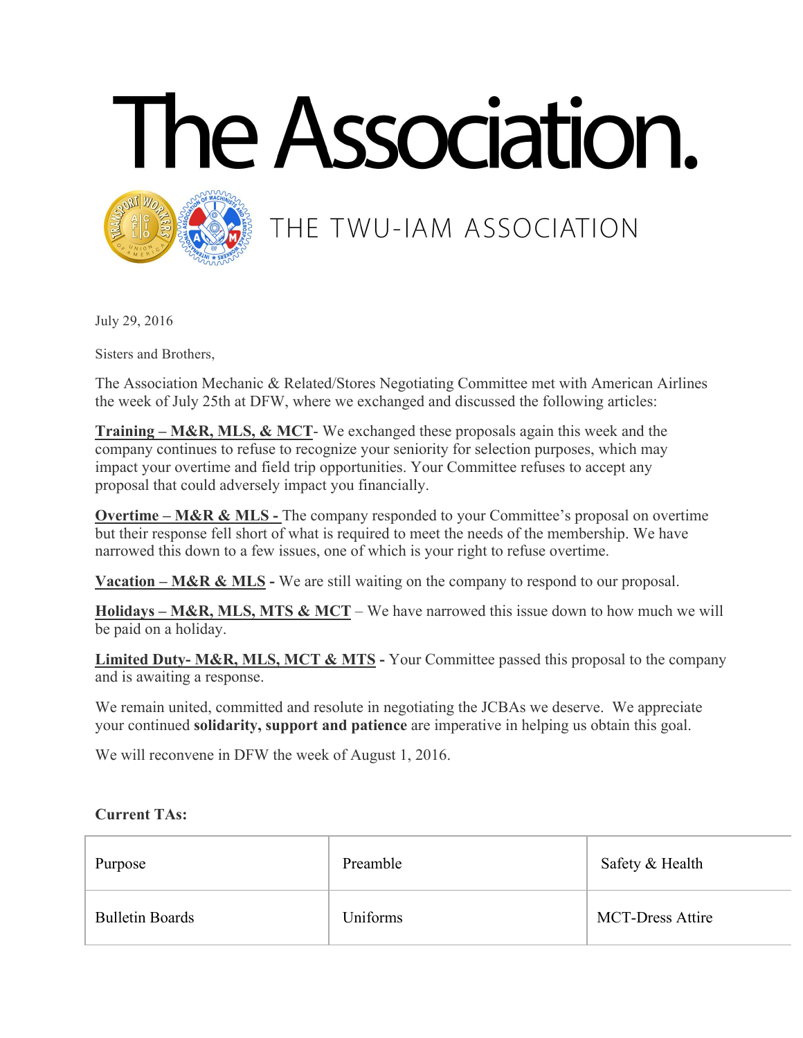# The Association.

## THE TWU-IAM ASSOCIATION

July 29, 2016

Sisters and Brothers,

The Association Mechanic & Related/Stores Negotiating Committee met with American Airlines the week of July 25th at DFW, where we exchanged and discussed the following articles:

**Training – M&R, MLS, & MCT**- We exchanged these proposals again this week and the company continues to refuse to recognize your seniority for selection purposes, which may impact your overtime and field trip opportunities. Your Committee refuses to accept any proposal that could adversely impact you financially.

**Overtime – M&R & MLS -** The company responded to your Committee's proposal on overtime but their response fell short of what is required to meet the needs of the membership. We have narrowed this down to a few issues, one of which is your right to refuse overtime.

**Vacation – M&R & MLS -** We are still waiting on the company to respond to our proposal.

**Holidays – M&R, MLS, MTS & MCT** – We have narrowed this issue down to how much we will be paid on a holiday.

**Limited Duty- M&R, MLS, MCT & MTS -** Your Committee passed this proposal to the company and is awaiting a response.

We remain united, committed and resolute in negotiating the JCBAs we deserve. We appreciate your continued **solidarity, support and patience** are imperative in helping us obtain this goal.

We will reconvene in DFW the week of August 1, 2016.

**Current TAs:**

| | | |
|---|---|---|
| Purpose | Preamble | Safety & Health |
| Bulletin Boards | Uniforms | MCT-Dress Attire |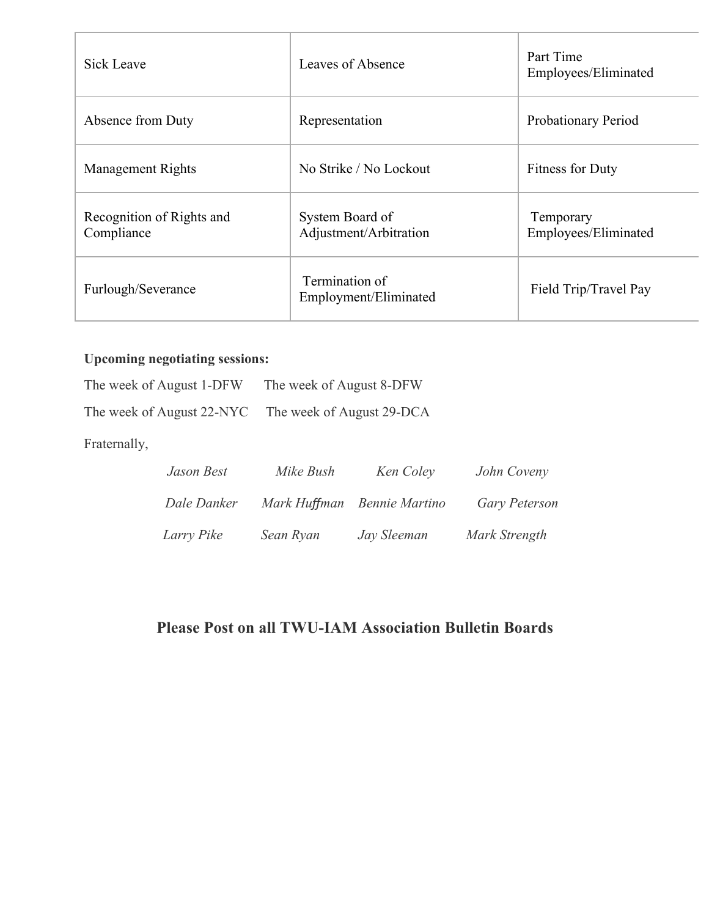| | | |
|---|---|---|
| Sick Leave | Leaves of Absence | Part Time Employees/Eliminated |
| Absence from Duty | Representation | Probationary Period |
| Management Rights | No Strike / No Lockout | Fitness for Duty |
| Recognition of Rights and Compliance | System Board of Adjustment/Arbitration | Temporary Employees/Eliminated |
| Furlough/Severance | Termination of Employment/Eliminated | Field Trip/Travel Pay |

**Upcoming negotiating sessions:**

The week of August 1-DFW      The week of August 8-DFW

The week of August 22-NYC      The week of August 29-DCA

Fraternally,

*Jason Best*      *Mike Bush*      *Ken Coley*      *John Coveny*

*Dale Danker*      *Mark Huffman*      *Bennie Martino*      *Gary Peterson*

*Larry Pike*      *Sean Ryan*      *Jay Sleeman*      *Mark Strength*

**Please Post on all TWU-IAM Association Bulletin Boards**